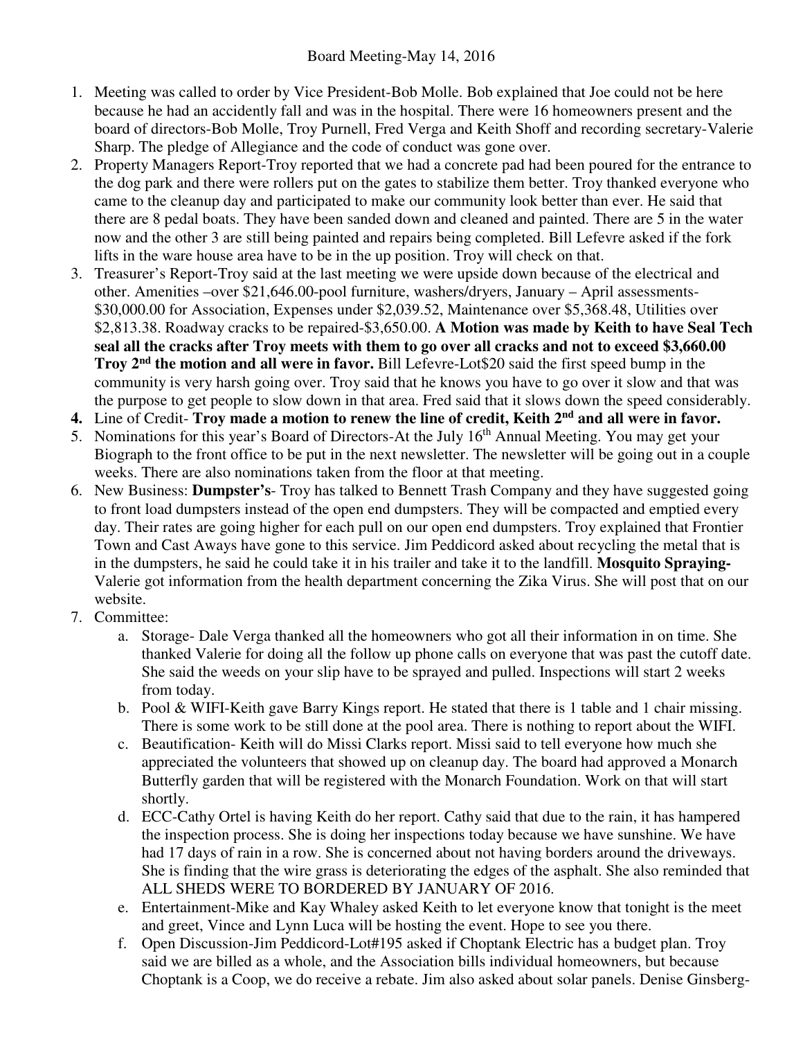Board Meeting-May 14, 2016

1. Meeting was called to order by Vice President-Bob Molle. Bob explained that Joe could not be here because he had an accidently fall and was in the hospital. There were 16 homeowners present and the board of directors-Bob Molle, Troy Purnell, Fred Verga and Keith Shoff and recording secretary-Valerie Sharp. The pledge of Allegiance and the code of conduct was gone over.
2. Property Managers Report-Troy reported that we had a concrete pad had been poured for the entrance to the dog park and there were rollers put on the gates to stabilize them better. Troy thanked everyone who came to the cleanup day and participated to make our community look better than ever. He said that there are 8 pedal boats. They have been sanded down and cleaned and painted. There are 5 in the water now and the other 3 are still being painted and repairs being completed. Bill Lefevre asked if the fork lifts in the ware house area have to be in the up position. Troy will check on that.
3. Treasurer's Report-Troy said at the last meeting we were upside down because of the electrical and other. Amenities –over $21,646.00-pool furniture, washers/dryers, January – April assessments-$30,000.00 for Association, Expenses under $2,039.52, Maintenance over $5,368.48, Utilities over $2,813.38. Roadway cracks to be repaired-$3,650.00. **A Motion was made by Keith to have Seal Tech seal all the cracks after Troy meets with them to go over all cracks and not to exceed $3,660.00 Troy 2nd the motion and all were in favor.** Bill Lefevre-Lot$20 said the first speed bump in the community is very harsh going over. Troy said that he knows you have to go over it slow and that was the purpose to get people to slow down in that area. Fred said that it slows down the speed considerably.
4. Line of Credit- **Troy made a motion to renew the line of credit, Keith 2nd and all were in favor.**
5. Nominations for this year's Board of Directors-At the July 16th Annual Meeting. You may get your Biograph to the front office to be put in the next newsletter. The newsletter will be going out in a couple weeks. There are also nominations taken from the floor at that meeting.
6. New Business: **Dumpster's**- Troy has talked to Bennett Trash Company and they have suggested going to front load dumpsters instead of the open end dumpsters. They will be compacted and emptied every day. Their rates are going higher for each pull on our open end dumpsters. Troy explained that Frontier Town and Cast Aways have gone to this service. Jim Peddicord asked about recycling the metal that is in the dumpsters, he said he could take it in his trailer and take it to the landfill. **Mosquito Spraying-** Valerie got information from the health department concerning the Zika Virus. She will post that on our website.
7. Committee:
   a. Storage- Dale Verga thanked all the homeowners who got all their information in on time. She thanked Valerie for doing all the follow up phone calls on everyone that was past the cutoff date. She said the weeds on your slip have to be sprayed and pulled. Inspections will start 2 weeks from today.
   b. Pool & WIFI-Keith gave Barry Kings report. He stated that there is 1 table and 1 chair missing. There is some work to be still done at the pool area. There is nothing to report about the WIFI.
   c. Beautification- Keith will do Missi Clarks report. Missi said to tell everyone how much she appreciated the volunteers that showed up on cleanup day. The board had approved a Monarch Butterfly garden that will be registered with the Monarch Foundation. Work on that will start shortly.
   d. ECC-Cathy Ortel is having Keith do her report. Cathy said that due to the rain, it has hampered the inspection process. She is doing her inspections today because we have sunshine. We have had 17 days of rain in a row. She is concerned about not having borders around the driveways. She is finding that the wire grass is deteriorating the edges of the asphalt. She also reminded that ALL SHEDS WERE TO BORDERED BY JANUARY OF 2016.
   e. Entertainment-Mike and Kay Whaley asked Keith to let everyone know that tonight is the meet and greet, Vince and Lynn Luca will be hosting the event. Hope to see you there.
   f. Open Discussion-Jim Peddicord-Lot#195 asked if Choptank Electric has a budget plan. Troy said we are billed as a whole, and the Association bills individual homeowners, but because Choptank is a Coop, we do receive a rebate. Jim also asked about solar panels. Denise Ginsberg-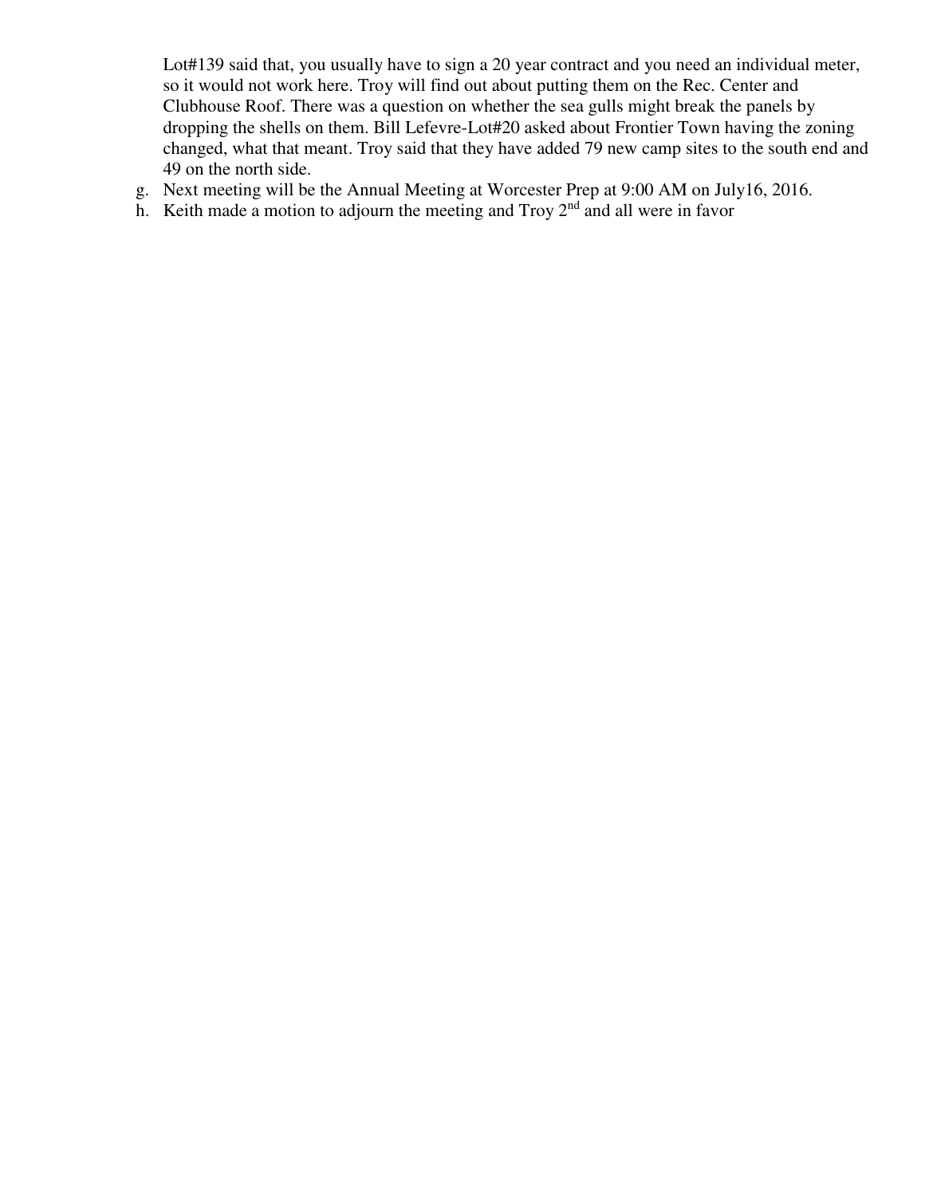Lot#139 said that, you usually have to sign a 20 year contract and you need an individual meter, so it would not work here. Troy will find out about putting them on the Rec. Center and Clubhouse Roof. There was a question on whether the sea gulls might break the panels by dropping the shells on them. Bill Lefevre-Lot#20 asked about Frontier Town having the zoning changed, what that meant. Troy said that they have added 79 new camp sites to the south end and 49 on the north side.

g. Next meeting will be the Annual Meeting at Worcester Prep at 9:00 AM on July16, 2016.
h. Keith made a motion to adjourn the meeting and Troy 2nd and all were in favor